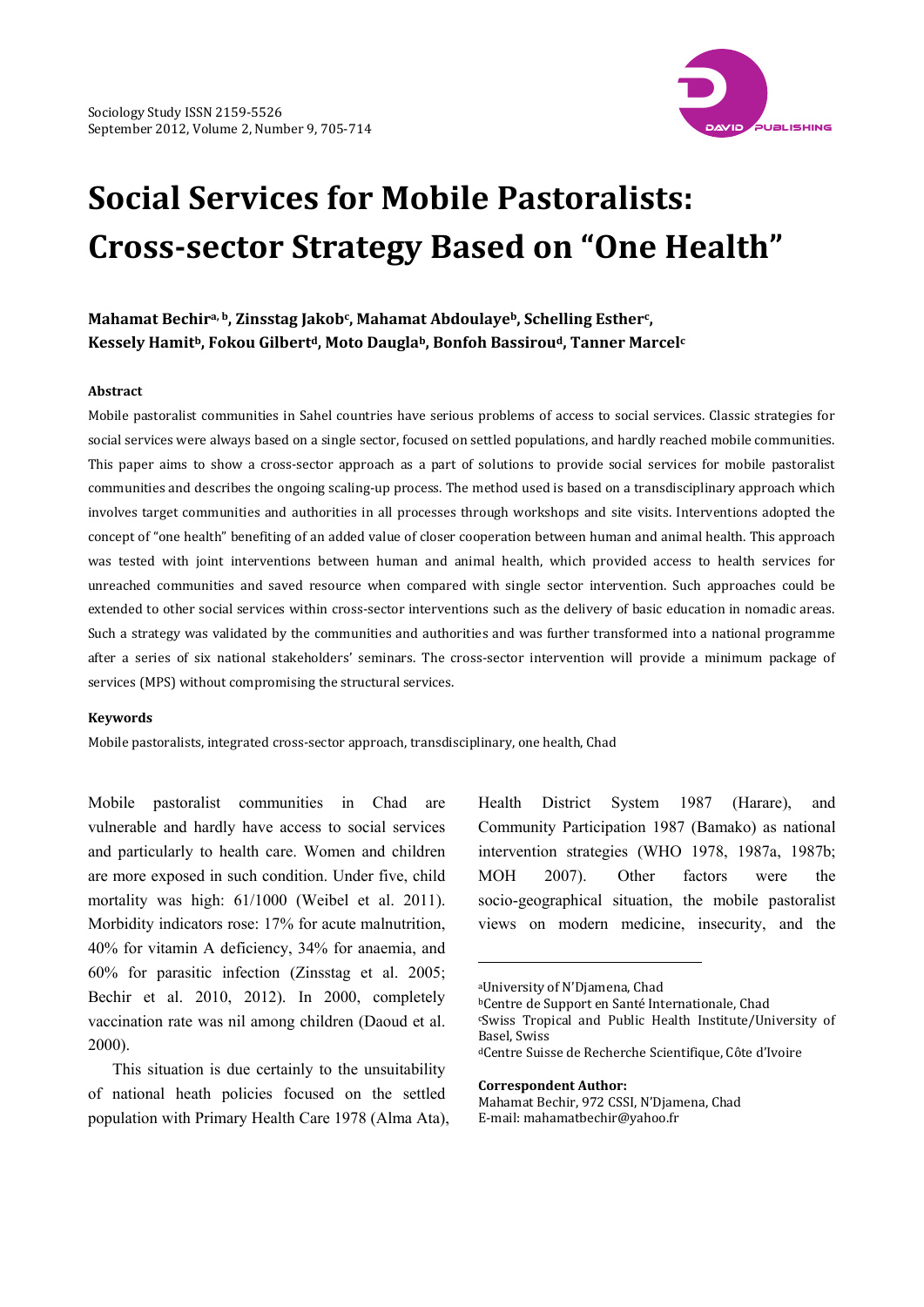# Social Services for Mobile Pastoralists: Cross-sector Strategy Based on "One Health"

**Mahamat Bechir[a, b], Zinsstag Jakob[c], Mahamat Abdoulaye[b], Schelling Esther[c], Kessely Hamit[b], Fokou Gilbert[d], Moto Daugla[b], Bonfoh Bassirou[d], Tanner Marcel[c]**

### Abstract

Mobile pastoralist communities in Sahel countries have serious problems of access to social services. Classic strategies for social services were always based on a single sector, focused on settled populations, and hardly reached mobile communities. This paper aims to show a cross-sector approach as a part of solutions to provide social services for mobile pastoralist communities and describes the ongoing scaling-up process. The method used is based on a transdisciplinary approach which involves target communities and authorities in all processes through workshops and site visits. Interventions adopted the concept of "one health" benefiting of an added value of closer cooperation between human and animal health. This approach was tested with joint interventions between human and animal health, which provided access to health services for unreached communities and saved resource when compared with single sector intervention. Such approaches could be extended to other social services within cross-sector interventions such as the delivery of basic education in nomadic areas. Such a strategy was validated by the communities and authorities and was further transformed into a national programme after a series of six national stakeholders' seminars. The cross-sector intervention will provide a minimum package of services (MPS) without compromising the structural services.

### Keywords

Mobile pastoralists, integrated cross-sector approach, transdisciplinary, one health, Chad

Mobile pastoralist communities in Chad are vulnerable and hardly have access to social services and particularly to health care. Women and children are more exposed in such condition. Under five, child mortality was high: 61/1000 (Weibel et al. 2011). Morbidity indicators rose: 17% for acute malnutrition, 40% for vitamin A deficiency, 34% for anaemia, and 60% for parasitic infection (Zinsstag et al. 2005; Bechir et al. 2010, 2012). In 2000, completely vaccination rate was nil among children (Daoud et al. 2000).

This situation is due certainly to the unsuitability of national heath policies focused on the settled population with Primary Health Care 1978 (Alma Ata), Health District System 1987 (Harare), and Community Participation 1987 (Bamako) as national intervention strategies (WHO 1978, 1987a, 1987b; MOH 2007). Other factors were the socio-geographical situation, the mobile pastoralist views on modern medicine, insecurity, and the

---

[a]University of N'Djamena, Chad
[b]Centre de Support en Santé Internationale, Chad
[c]Swiss Tropical and Public Health Institute/University of Basel, Swiss
[d]Centre Suisse de Recherche Scientifique, Côte d'Ivoire

**Correspondent Author:**
Mahamat Bechir, 972 CSSI, N'Djamena, Chad
E-mail: mahamatbechir@yahoo.fr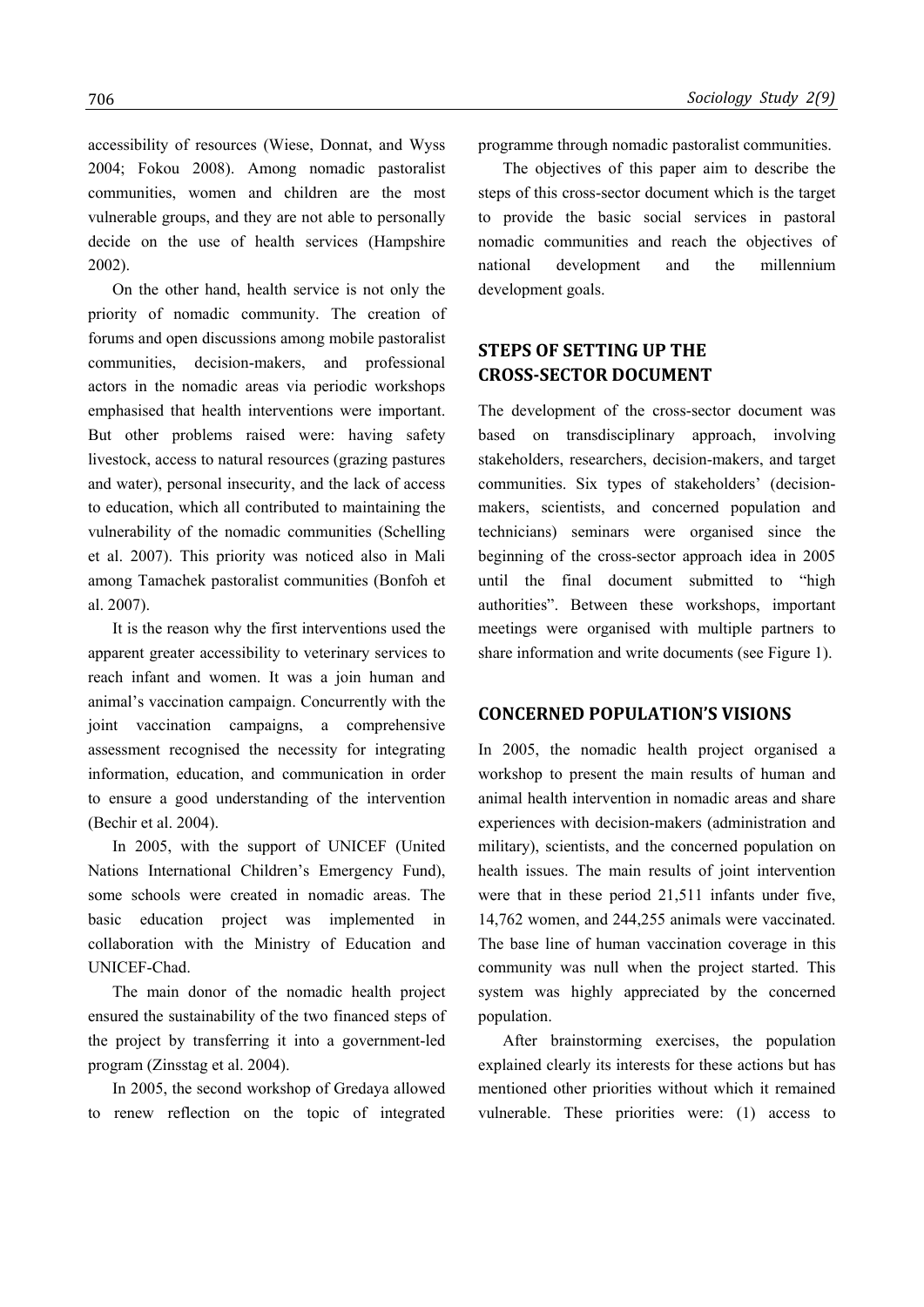accessibility of resources (Wiese, Donnat, and Wyss 2004; Fokou 2008). Among nomadic pastoralist communities, women and children are the most vulnerable groups, and they are not able to personally decide on the use of health services (Hampshire 2002).

On the other hand, health service is not only the priority of nomadic community. The creation of forums and open discussions among mobile pastoralist communities, decision-makers, and professional actors in the nomadic areas via periodic workshops emphasised that health interventions were important. But other problems raised were: having safety livestock, access to natural resources (grazing pastures and water), personal insecurity, and the lack of access to education, which all contributed to maintaining the vulnerability of the nomadic communities (Schelling et al. 2007). This priority was noticed also in Mali among Tamachek pastoralist communities (Bonfoh et al. 2007).

It is the reason why the first interventions used the apparent greater accessibility to veterinary services to reach infant and women. It was a join human and animal's vaccination campaign. Concurrently with the joint vaccination campaigns, a comprehensive assessment recognised the necessity for integrating information, education, and communication in order to ensure a good understanding of the intervention (Bechir et al. 2004).

In 2005, with the support of UNICEF (United Nations International Children's Emergency Fund), some schools were created in nomadic areas. The basic education project was implemented in collaboration with the Ministry of Education and UNICEF-Chad.

The main donor of the nomadic health project ensured the sustainability of the two financed steps of the project by transferring it into a government-led program (Zinsstag et al. 2004).

In 2005, the second workshop of Gredaya allowed to renew reflection on the topic of integrated programme through nomadic pastoralist communities.

The objectives of this paper aim to describe the steps of this cross-sector document which is the target to provide the basic social services in pastoral nomadic communities and reach the objectives of national development and the millennium development goals.

## STEPS OF SETTING UP THE CROSS-SECTOR DOCUMENT

The development of the cross-sector document was based on transdisciplinary approach, involving stakeholders, researchers, decision-makers, and target communities. Six types of stakeholders' (decision-makers, scientists, and concerned population and technicians) seminars were organised since the beginning of the cross-sector approach idea in 2005 until the final document submitted to "high authorities". Between these workshops, important meetings were organised with multiple partners to share information and write documents (see Figure 1).

## CONCERNED POPULATION'S VISIONS

In 2005, the nomadic health project organised a workshop to present the main results of human and animal health intervention in nomadic areas and share experiences with decision-makers (administration and military), scientists, and the concerned population on health issues. The main results of joint intervention were that in these period 21,511 infants under five, 14,762 women, and 244,255 animals were vaccinated. The base line of human vaccination coverage in this community was null when the project started. This system was highly appreciated by the concerned population.

After brainstorming exercises, the population explained clearly its interests for these actions but has mentioned other priorities without which it remained vulnerable. These priorities were: (1) access to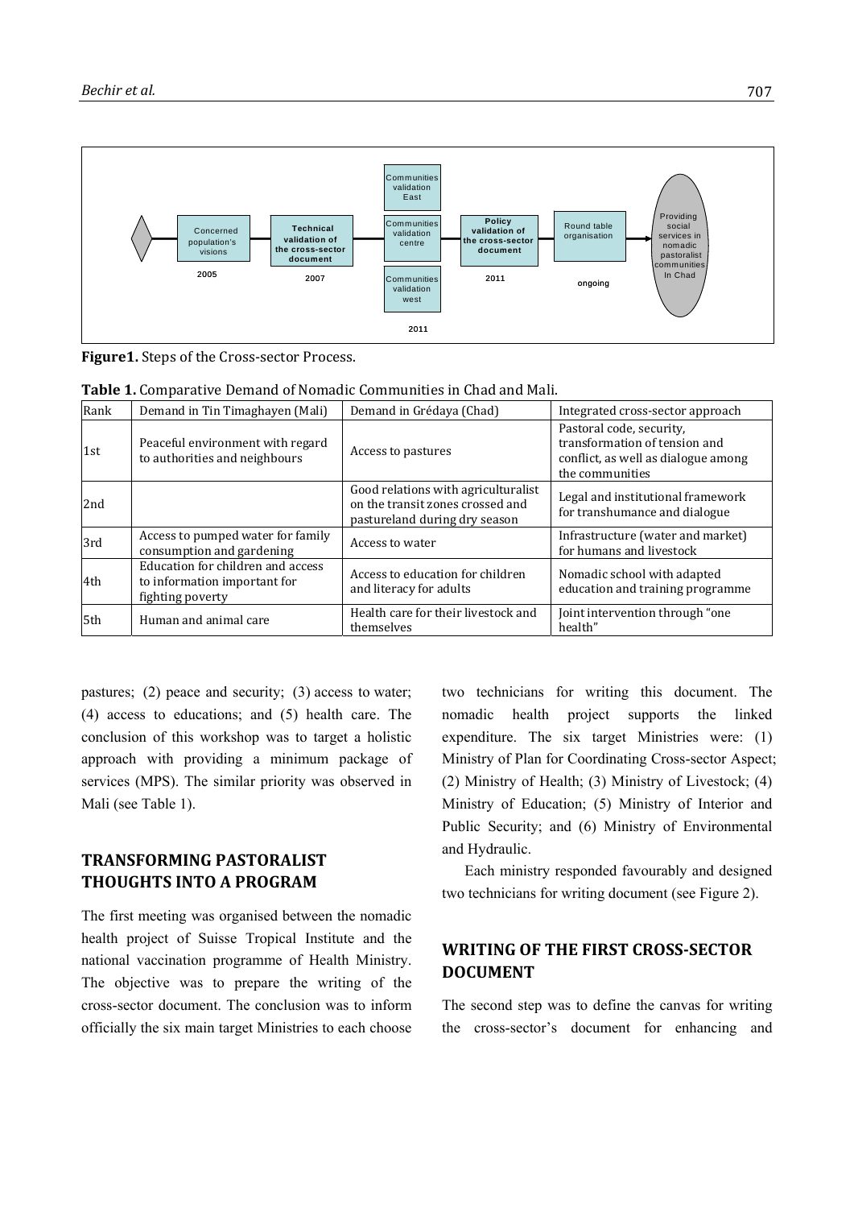**Figure1.** Steps of the Cross-sector Process.

**Table 1.** Comparative Demand of Nomadic Communities in Chad and Mali.

| Rank | Demand in Tin Timaghayen (Mali) | Demand in Grédaya (Chad) | Integrated cross-sector approach |
|---|---|---|---|
| 1st | Peaceful environment with regard to authorities and neighbours | Access to pastures | Pastoral code, security, transformation of tension and conflict, as well as dialogue among the communities |
| 2nd | | Good relations with agriculturalist on the transit zones crossed and pastureland during dry season | Legal and institutional framework for transhumance and dialogue |
| 3rd | Access to pumped water for family consumption and gardening | Access to water | Infrastructure (water and market) for humans and livestock |
| 4th | Education for children and access to information important for fighting poverty | Access to education for children and literacy for adults | Nomadic school with adapted education and training programme |
| 5th | Human and animal care | Health care for their livestock and themselves | Joint intervention through "one health" |

pastures; (2) peace and security; (3) access to water; (4) access to educations; and (5) health care. The conclusion of this workshop was to target a holistic approach with providing a minimum package of services (MPS). The similar priority was observed in Mali (see Table 1).

## TRANSFORMING PASTORALIST THOUGHTS INTO A PROGRAM

The first meeting was organised between the nomadic health project of Suisse Tropical Institute and the national vaccination programme of Health Ministry. The objective was to prepare the writing of the cross-sector document. The conclusion was to inform officially the six main target Ministries to each choose two technicians for writing this document. The nomadic health project supports the linked expenditure. The six target Ministries were: (1) Ministry of Plan for Coordinating Cross-sector Aspect; (2) Ministry of Health; (3) Ministry of Livestock; (4) Ministry of Education; (5) Ministry of Interior and Public Security; and (6) Ministry of Environmental and Hydraulic.

Each ministry responded favourably and designed two technicians for writing document (see Figure 2).

## WRITING OF THE FIRST CROSS-SECTOR DOCUMENT

The second step was to define the canvas for writing the cross-sector's document for enhancing and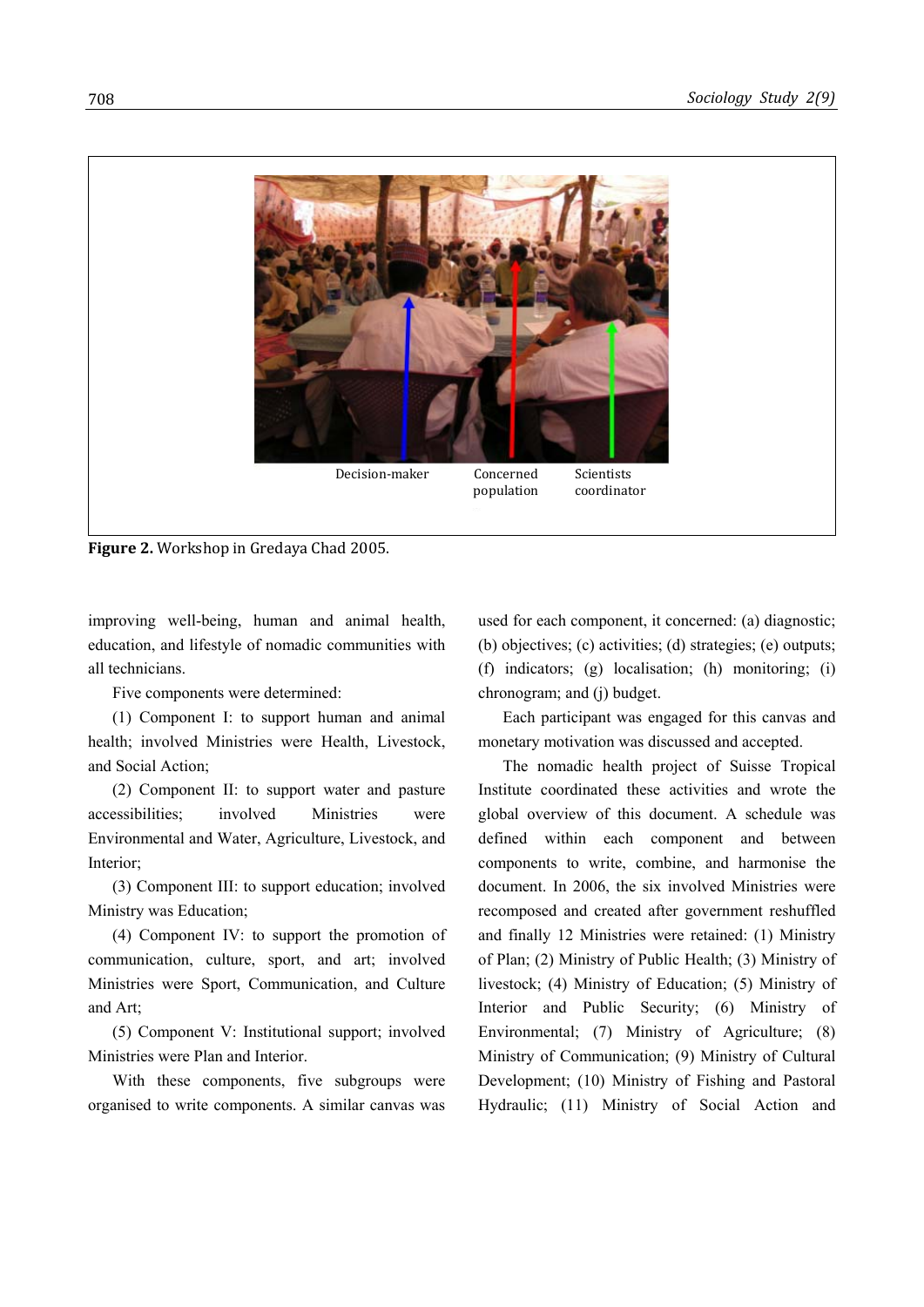Decision-maker Concerned population Scientists coordinator

**Figure 2.** Workshop in Gredaya Chad 2005.

improving well-being, human and animal health, education, and lifestyle of nomadic communities with all technicians.

Five components were determined:

(1) Component I: to support human and animal health; involved Ministries were Health, Livestock, and Social Action;

(2) Component II: to support water and pasture accessibilities; involved Ministries were Environmental and Water, Agriculture, Livestock, and Interior;

(3) Component III: to support education; involved Ministry was Education;

(4) Component IV: to support the promotion of communication, culture, sport, and art; involved Ministries were Sport, Communication, and Culture and Art;

(5) Component V: Institutional support; involved Ministries were Plan and Interior.

With these components, five subgroups were organised to write components. A similar canvas was used for each component, it concerned: (a) diagnostic; (b) objectives; (c) activities; (d) strategies; (e) outputs; (f) indicators; (g) localisation; (h) monitoring; (i) chronogram; and (j) budget.

Each participant was engaged for this canvas and monetary motivation was discussed and accepted.

The nomadic health project of Suisse Tropical Institute coordinated these activities and wrote the global overview of this document. A schedule was defined within each component and between components to write, combine, and harmonise the document. In 2006, the six involved Ministries were recomposed and created after government reshuffled and finally 12 Ministries were retained: (1) Ministry of Plan; (2) Ministry of Public Health; (3) Ministry of livestock; (4) Ministry of Education; (5) Ministry of Interior and Public Security; (6) Ministry of Environmental; (7) Ministry of Agriculture; (8) Ministry of Communication; (9) Ministry of Cultural Development; (10) Ministry of Fishing and Pastoral Hydraulic; (11) Ministry of Social Action and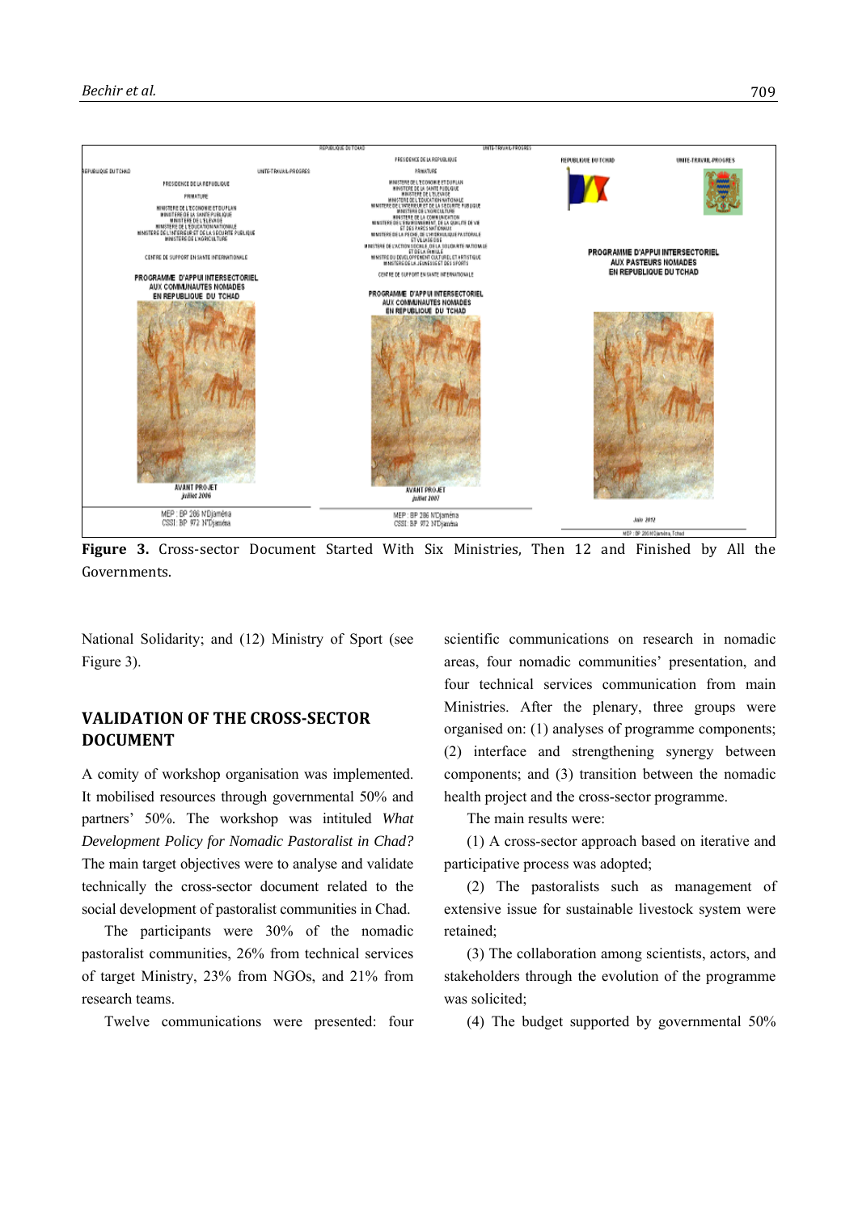**Figure 3.** Cross-sector Document Started With Six Ministries, Then 12 and Finished by All the Governments.

National Solidarity; and (12) Ministry of Sport (see Figure 3).

## VALIDATION OF THE CROSS-SECTOR DOCUMENT

A comity of workshop organisation was implemented. It mobilised resources through governmental 50% and partners' 50%. The workshop was intituled *What Development Policy for Nomadic Pastoralist in Chad?* The main target objectives were to analyse and validate technically the cross-sector document related to the social development of pastoralist communities in Chad.

The participants were 30% of the nomadic pastoralist communities, 26% from technical services of target Ministry, 23% from NGOs, and 21% from research teams.

Twelve communications were presented: four scientific communications on research in nomadic areas, four nomadic communities' presentation, and four technical services communication from main Ministries. After the plenary, three groups were organised on: (1) analyses of programme components; (2) interface and strengthening synergy between components; and (3) transition between the nomadic health project and the cross-sector programme.

The main results were:

(1) A cross-sector approach based on iterative and participative process was adopted;

(2) The pastoralists such as management of extensive issue for sustainable livestock system were retained;

(3) The collaboration among scientists, actors, and stakeholders through the evolution of the programme was solicited;

(4) The budget supported by governmental 50%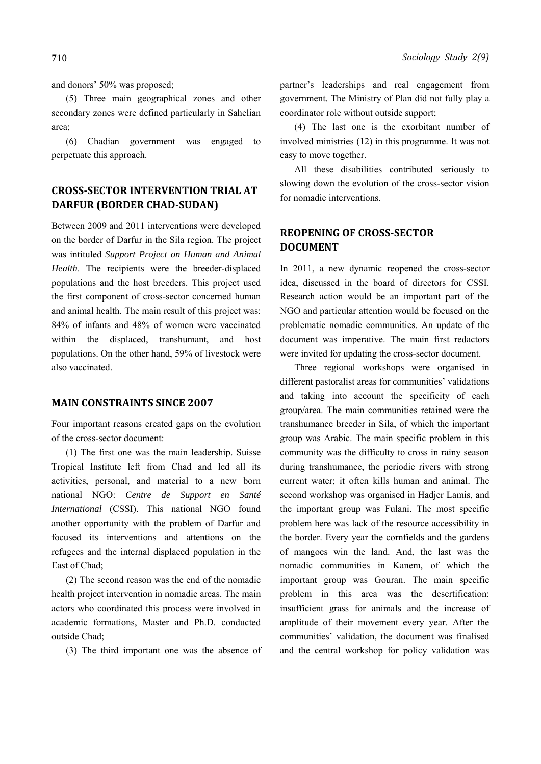and donors' 50% was proposed;

(5) Three main geographical zones and other secondary zones were defined particularly in Sahelian area;

(6) Chadian government was engaged to perpetuate this approach.

## CROSS-SECTOR INTERVENTION TRIAL AT DARFUR (BORDER CHAD-SUDAN)

Between 2009 and 2011 interventions were developed on the border of Darfur in the Sila region. The project was intituled *Support Project on Human and Animal Health*. The recipients were the breeder-displaced populations and the host breeders. This project used the first component of cross-sector concerned human and animal health. The main result of this project was: 84% of infants and 48% of women were vaccinated within the displaced, transhumant, and host populations. On the other hand, 59% of livestock were also vaccinated.

## MAIN CONSTRAINTS SINCE 2007

Four important reasons created gaps on the evolution of the cross-sector document:

(1) The first one was the main leadership. Suisse Tropical Institute left from Chad and led all its activities, personal, and material to a new born national NGO: *Centre de Support en Santé International* (CSSI). This national NGO found another opportunity with the problem of Darfur and focused its interventions and attentions on the refugees and the internal displaced population in the East of Chad;

(2) The second reason was the end of the nomadic health project intervention in nomadic areas. The main actors who coordinated this process were involved in academic formations, Master and Ph.D. conducted outside Chad;

(3) The third important one was the absence of partner's leaderships and real engagement from government. The Ministry of Plan did not fully play a coordinator role without outside support;

(4) The last one is the exorbitant number of involved ministries (12) in this programme. It was not easy to move together.

All these disabilities contributed seriously to slowing down the evolution of the cross-sector vision for nomadic interventions.

## REOPENING OF CROSS-SECTOR DOCUMENT

In 2011, a new dynamic reopened the cross-sector idea, discussed in the board of directors for CSSI. Research action would be an important part of the NGO and particular attention would be focused on the problematic nomadic communities. An update of the document was imperative. The main first redactors were invited for updating the cross-sector document.

Three regional workshops were organised in different pastoralist areas for communities' validations and taking into account the specificity of each group/area. The main communities retained were the transhumance breeder in Sila, of which the important group was Arabic. The main specific problem in this community was the difficulty to cross in rainy season during transhumance, the periodic rivers with strong current water; it often kills human and animal. The second workshop was organised in Hadjer Lamis, and the important group was Fulani. The most specific problem here was lack of the resource accessibility in the border. Every year the cornfields and the gardens of mangoes win the land. And, the last was the nomadic communities in Kanem, of which the important group was Gouran. The main specific problem in this area was the desertification: insufficient grass for animals and the increase of amplitude of their movement every year. After the communities' validation, the document was finalised and the central workshop for policy validation was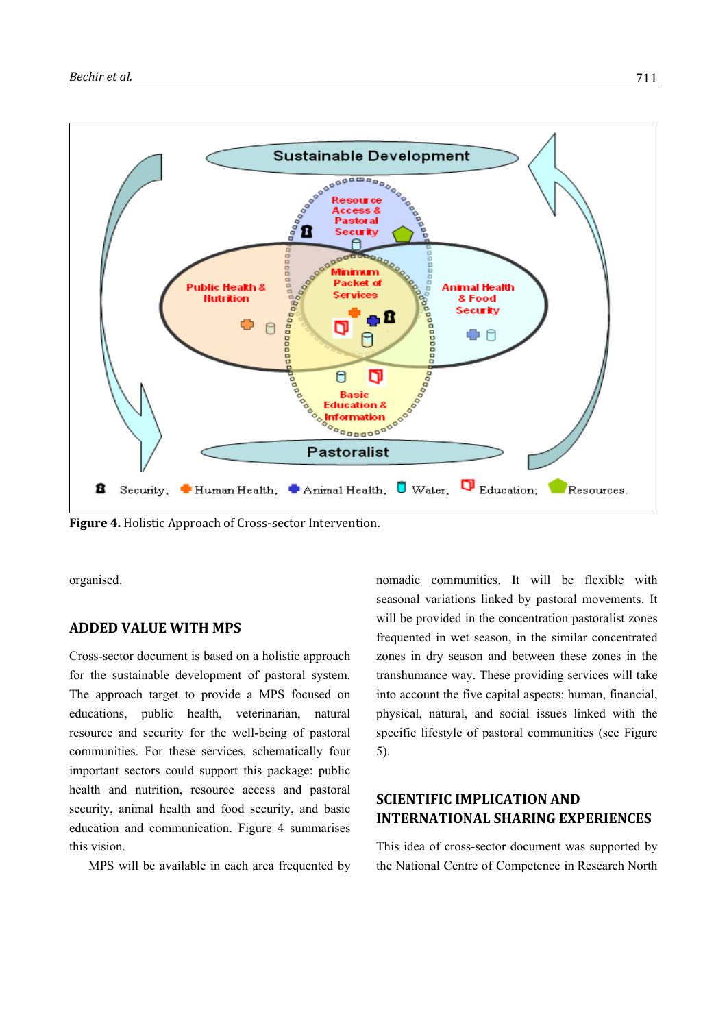**Figure 4.** Holistic Approach of Cross-sector Intervention.

organised.

## ADDED VALUE WITH MPS

Cross-sector document is based on a holistic approach for the sustainable development of pastoral system. The approach target to provide a MPS focused on educations, public health, veterinarian, natural resource and security for the well-being of pastoral communities. For these services, schematically four important sectors could support this package: public health and nutrition, resource access and pastoral security, animal health and food security, and basic education and communication. Figure 4 summarises this vision.

MPS will be available in each area frequented by nomadic communities. It will be flexible with seasonal variations linked by pastoral movements. It will be provided in the concentration pastoralist zones frequented in wet season, in the similar concentrated zones in dry season and between these zones in the transhumance way. These providing services will take into account the five capital aspects: human, financial, physical, natural, and social issues linked with the specific lifestyle of pastoral communities (see Figure 5).

## SCIENTIFIC IMPLICATION AND INTERNATIONAL SHARING EXPERIENCES

This idea of cross-sector document was supported by the National Centre of Competence in Research North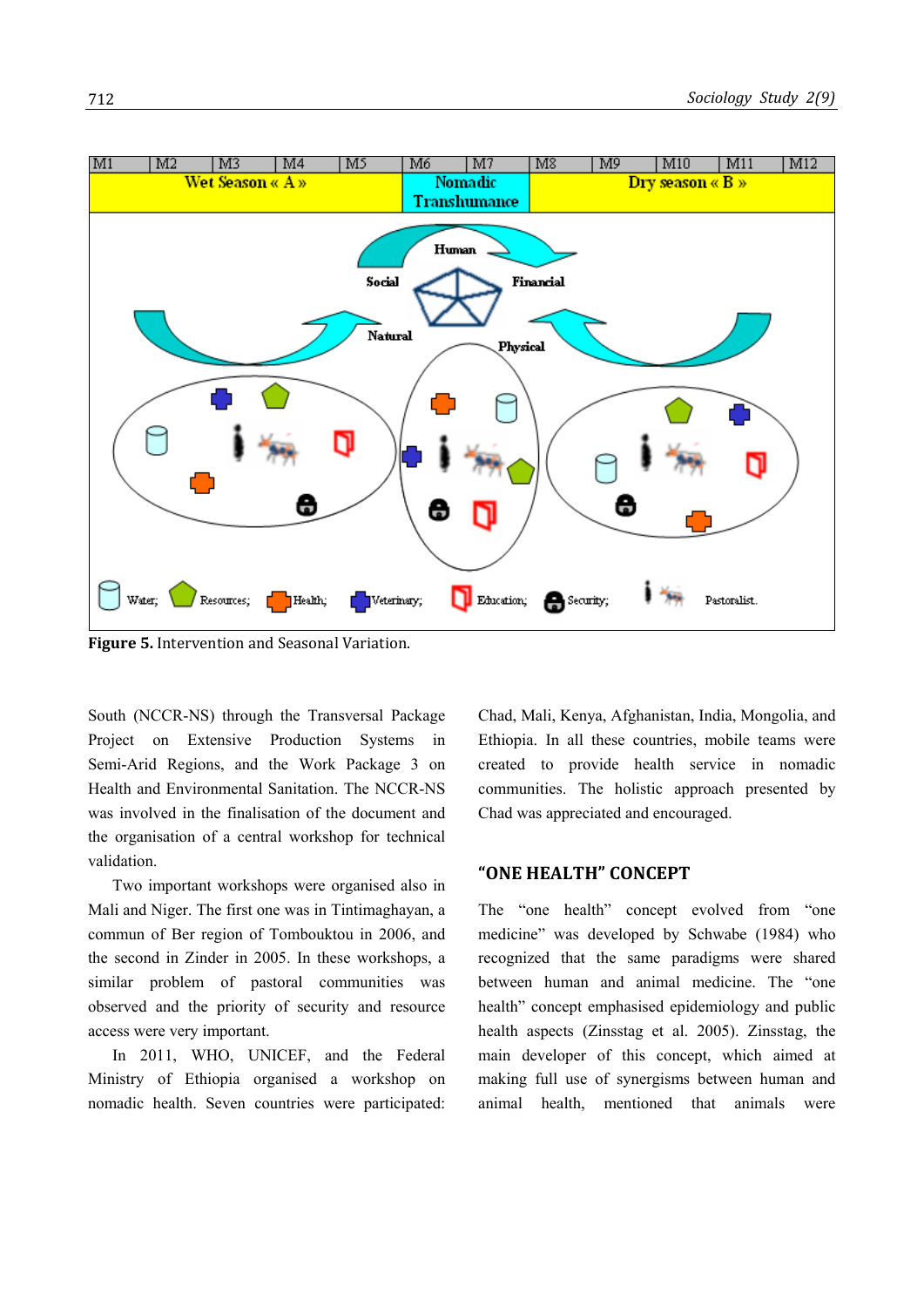**Figure 5.** Intervention and Seasonal Variation.

South (NCCR-NS) through the Transversal Package Project on Extensive Production Systems in Semi-Arid Regions, and the Work Package 3 on Health and Environmental Sanitation. The NCCR-NS was involved in the finalisation of the document and the organisation of a central workshop for technical validation.

Two important workshops were organised also in Mali and Niger. The first one was in Tintimaghayan, a commun of Ber region of Tombouktou in 2006, and the second in Zinder in 2005. In these workshops, a similar problem of pastoral communities was observed and the priority of security and resource access were very important.

In 2011, WHO, UNICEF, and the Federal Ministry of Ethiopia organised a workshop on nomadic health. Seven countries were participated: Chad, Mali, Kenya, Afghanistan, India, Mongolia, and Ethiopia. In all these countries, mobile teams were created to provide health service in nomadic communities. The holistic approach presented by Chad was appreciated and encouraged.

## "ONE HEALTH" CONCEPT

The "one health" concept evolved from "one medicine" was developed by Schwabe (1984) who recognized that the same paradigms were shared between human and animal medicine. The "one health" concept emphasised epidemiology and public health aspects (Zinsstag et al. 2005). Zinsstag, the main developer of this concept, which aimed at making full use of synergisms between human and animal health, mentioned that animals were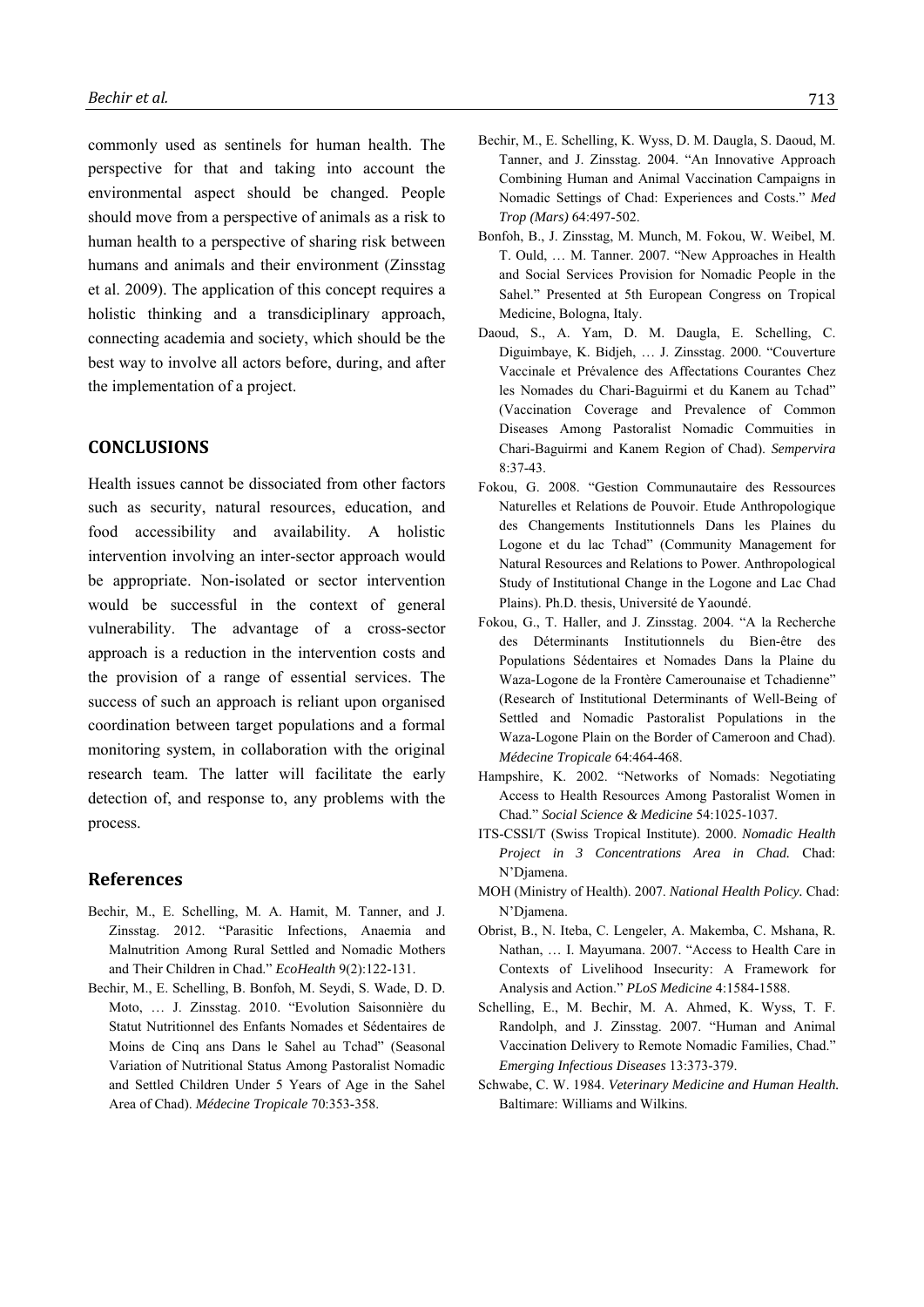commonly used as sentinels for human health. The perspective for that and taking into account the environmental aspect should be changed. People should move from a perspective of animals as a risk to human health to a perspective of sharing risk between humans and animals and their environment (Zinsstag et al. 2009). The application of this concept requires a holistic thinking and a transdiciplinary approach, connecting academia and society, which should be the best way to involve all actors before, during, and after the implementation of a project.

## CONCLUSIONS

Health issues cannot be dissociated from other factors such as security, natural resources, education, and food accessibility and availability. A holistic intervention involving an inter-sector approach would be appropriate. Non-isolated or sector intervention would be successful in the context of general vulnerability. The advantage of a cross-sector approach is a reduction in the intervention costs and the provision of a range of essential services. The success of such an approach is reliant upon organised coordination between target populations and a formal monitoring system, in collaboration with the original research team. The latter will facilitate the early detection of, and response to, any problems with the process.

## References

Bechir, M., E. Schelling, M. A. Hamit, M. Tanner, and J. Zinsstag. 2012. "Parasitic Infections, Anaemia and Malnutrition Among Rural Settled and Nomadic Mothers and Their Children in Chad." *EcoHealth* 9(2):122-131.

Bechir, M., E. Schelling, B. Bonfoh, M. Seydi, S. Wade, D. D. Moto, … J. Zinsstag. 2010. "Evolution Saisonnière du Statut Nutritionnel des Enfants Nomades et Sédentaires de Moins de Cinq ans Dans le Sahel au Tchad" (Seasonal Variation of Nutritional Status Among Pastoralist Nomadic and Settled Children Under 5 Years of Age in the Sahel Area of Chad). *Médecine Tropicale* 70:353-358.

Bechir, M., E. Schelling, K. Wyss, D. M. Daugla, S. Daoud, M. Tanner, and J. Zinsstag. 2004. "An Innovative Approach Combining Human and Animal Vaccination Campaigns in Nomadic Settings of Chad: Experiences and Costs." *Med Trop (Mars)* 64:497-502.

Bonfoh, B., J. Zinsstag, M. Munch, M. Fokou, W. Weibel, M. T. Ould, … M. Tanner. 2007. "New Approaches in Health and Social Services Provision for Nomadic People in the Sahel." Presented at 5th European Congress on Tropical Medicine, Bologna, Italy.

Daoud, S., A. Yam, D. M. Daugla, E. Schelling, C. Diguimbaye, K. Bidjeh, … J. Zinsstag. 2000. "Couverture Vaccinale et Prévalence des Affectations Courantes Chez les Nomades du Chari-Baguirmi et du Kanem au Tchad" (Vaccination Coverage and Prevalence of Common Diseases Among Pastoralist Nomadic Commuities in Chari-Baguirmi and Kanem Region of Chad). *Sempervira* 8:37-43.

Fokou, G. 2008. "Gestion Communautaire des Ressources Naturelles et Relations de Pouvoir. Etude Anthropologique des Changements Institutionnels Dans les Plaines du Logone et du lac Tchad" (Community Management for Natural Resources and Relations to Power. Anthropological Study of Institutional Change in the Logone and Lac Chad Plains). Ph.D. thesis, Université de Yaoundé.

Fokou, G., T. Haller, and J. Zinsstag. 2004. "A la Recherche des Déterminants Institutionnels du Bien-être des Populations Sédentaires et Nomades Dans la Plaine du Waza-Logone de la Frontère Camerounaise et Tchadienne" (Research of Institutional Determinants of Well-Being of Settled and Nomadic Pastoralist Populations in the Waza-Logone Plain on the Border of Cameroon and Chad). *Médecine Tropicale* 64:464-468.

Hampshire, K. 2002. "Networks of Nomads: Negotiating Access to Health Resources Among Pastoralist Women in Chad." *Social Science & Medicine* 54:1025-1037.

ITS-CSSI/T (Swiss Tropical Institute). 2000. *Nomadic Health Project in 3 Concentrations Area in Chad.* Chad: N'Djamena.

MOH (Ministry of Health). 2007. *National Health Policy.* Chad: N'Djamena.

Obrist, B., N. Iteba, C. Lengeler, A. Makemba, C. Mshana, R. Nathan, … I. Mayumana. 2007. "Access to Health Care in Contexts of Livelihood Insecurity: A Framework for Analysis and Action." *PLoS Medicine* 4:1584-1588.

Schelling, E., M. Bechir, M. A. Ahmed, K. Wyss, T. F. Randolph, and J. Zinsstag. 2007. "Human and Animal Vaccination Delivery to Remote Nomadic Families, Chad." *Emerging Infectious Diseases* 13:373-379.

Schwabe, C. W. 1984. *Veterinary Medicine and Human Health.* Baltimare: Williams and Wilkins.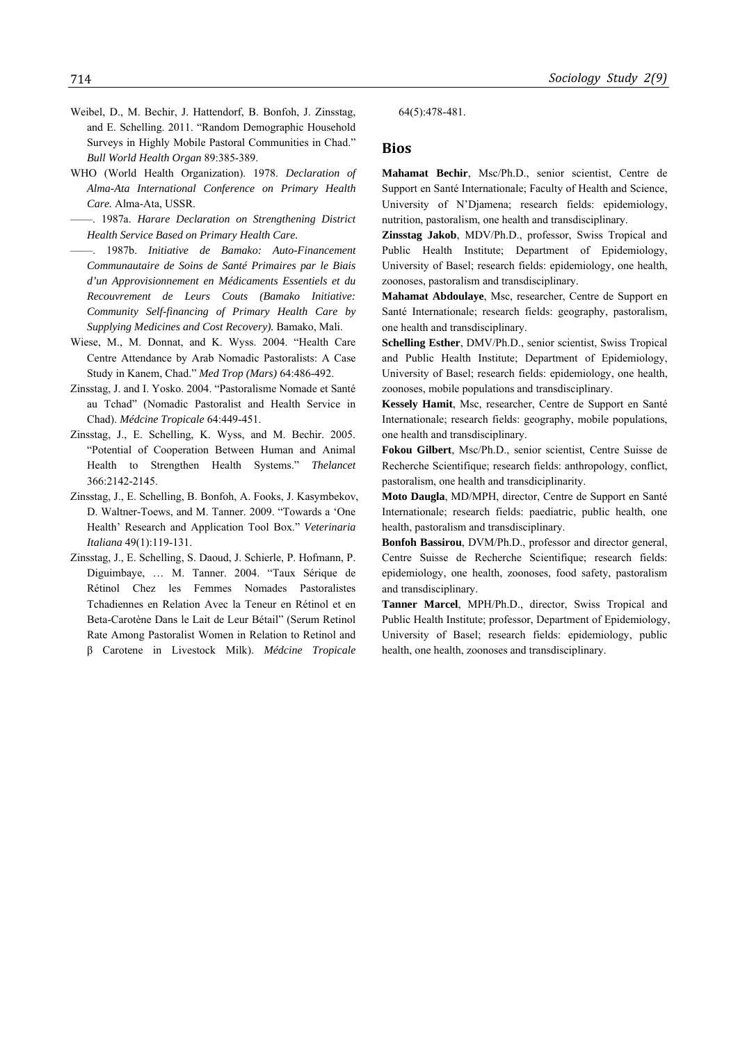Weibel, D., M. Bechir, J. Hattendorf, B. Bonfoh, J. Zinsstag, and E. Schelling. 2011. "Random Demographic Household Surveys in Highly Mobile Pastoral Communities in Chad." *Bull World Health Organ* 89:385-389.

WHO (World Health Organization). 1978. *Declaration of Alma-Ata International Conference on Primary Health Care.* Alma-Ata, USSR.

——. 1987a. *Harare Declaration on Strengthening District Health Service Based on Primary Health Care.*

——. 1987b. *Initiative de Bamako: Auto-Financement Communautaire de Soins de Santé Primaires par le Biais d'un Approvisionnement en Médicaments Essentiels et du Recouvrement de Leurs Couts (Bamako Initiative: Community Self-financing of Primary Health Care by Supplying Medicines and Cost Recovery).* Bamako, Mali.

Wiese, M., M. Donnat, and K. Wyss. 2004. "Health Care Centre Attendance by Arab Nomadic Pastoralists: A Case Study in Kanem, Chad." *Med Trop (Mars)* 64:486-492.

Zinsstag, J. and I. Yosko. 2004. "Pastoralisme Nomade et Santé au Tchad" (Nomadic Pastoralist and Health Service in Chad). *Médcine Tropicale* 64:449-451.

Zinsstag, J., E. Schelling, K. Wyss, and M. Bechir. 2005. "Potential of Cooperation Between Human and Animal Health to Strengthen Health Systems." *Thelancet* 366:2142-2145.

Zinsstag, J., E. Schelling, B. Bonfoh, A. Fooks, J. Kasymbekov, D. Waltner-Toews, and M. Tanner. 2009. "Towards a 'One Health' Research and Application Tool Box." *Veterinaria Italiana* 49(1):119-131.

Zinsstag, J., E. Schelling, S. Daoud, J. Schierle, P. Hofmann, P. Diguimbaye, … M. Tanner. 2004. "Taux Sérique de Rétinol Chez les Femmes Nomades Pastoralistes Tchadiennes en Relation Avec la Teneur en Rétinol et en Beta-Carotène Dans le Lait de Leur Bétail" (Serum Retinol Rate Among Pastoralist Women in Relation to Retinol and β Carotene in Livestock Milk). *Médcine Tropicale* 64(5):478-481.

## Bios

**Mahamat Bechir**, Msc/Ph.D., senior scientist, Centre de Support en Santé Internationale; Faculty of Health and Science, University of N'Djamena; research fields: epidemiology, nutrition, pastoralism, one health and transdisciplinary.

**Zinsstag Jakob**, MDV/Ph.D., professor, Swiss Tropical and Public Health Institute; Department of Epidemiology, University of Basel; research fields: epidemiology, one health, zoonoses, pastoralism and transdisciplinary.

**Mahamat Abdoulaye**, Msc, researcher, Centre de Support en Santé Internationale; research fields: geography, pastoralism, one health and transdisciplinary.

**Schelling Esther**, DMV/Ph.D., senior scientist, Swiss Tropical and Public Health Institute; Department of Epidemiology, University of Basel; research fields: epidemiology, one health, zoonoses, mobile populations and transdisciplinary.

**Kessely Hamit**, Msc, researcher, Centre de Support en Santé Internationale; research fields: geography, mobile populations, one health and transdisciplinary.

**Fokou Gilbert**, Msc/Ph.D., senior scientist, Centre Suisse de Recherche Scientifique; research fields: anthropology, conflict, pastoralism, one health and transdisciplinarity.

**Moto Daugla**, MD/MPH, director, Centre de Support en Santé Internationale; research fields: paediatric, public health, one health, pastoralism and transdisciplinary.

**Bonfoh Bassirou**, DVM/Ph.D., professor and director general, Centre Suisse de Recherche Scientifique; research fields: epidemiology, one health, zoonoses, food safety, pastoralism and transdisciplinary.

**Tanner Marcel**, MPH/Ph.D., director, Swiss Tropical and Public Health Institute; professor, Department of Epidemiology, University of Basel; research fields: epidemiology, public health, one health, zoonoses and transdisciplinary.